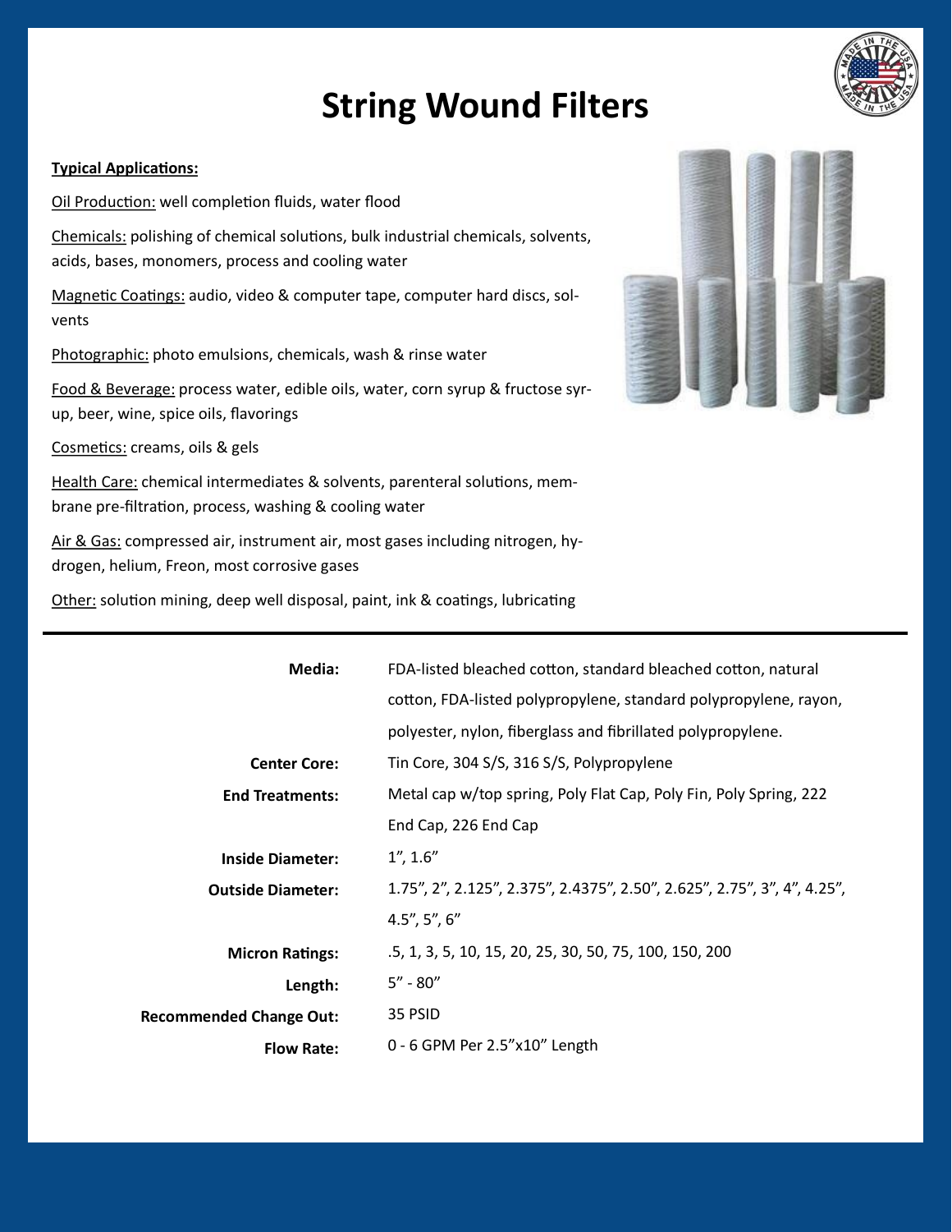# String Wound Filters

**Typical Applications:**

Oil Production: well completion fluids, water flood

Chemicals: polishing of chemical solutions, bulk industrial chemicals, solvents, acids, bases, monomers, process and cooling water

Magnetic Coatings: audio, video & computer tape, computer hard discs, solvents

Photographic: photo emulsions, chemicals, wash & rinse water

Food & Beverage: process water, edible oils, water, corn syrup & fructose syrup, beer, wine, spice oils, flavorings

Cosmetics: creams, oils & gels

Health Care: chemical intermediates & solvents, parenteral solutions, membrane pre-filtration, process, washing & cooling water

Air & Gas: compressed air, instrument air, most gases including nitrogen, hydrogen, helium, Freon, most corrosive gases

Other: solution mining, deep well disposal, paint, ink & coatings, lubricating

---

| | |
|---|---|
| **Media:** | FDA-listed bleached cotton, standard bleached cotton, natural cotton, FDA-listed polypropylene, standard polypropylene, rayon, polyester, nylon, fiberglass and fibrillated polypropylene. |
| **Center Core:** | Tin Core, 304 S/S, 316 S/S, Polypropylene |
| **End Treatments:** | Metal cap w/top spring, Poly Flat Cap, Poly Fin, Poly Spring, 222 End Cap, 226 End Cap |
| **Inside Diameter:** | 1”, 1.6” |
| **Outside Diameter:** | 1.75”, 2”, 2.125”, 2.375”, 2.4375”, 2.50”, 2.625”, 2.75”, 3”, 4”, 4.25”, 4.5”, 5”, 6” |
| **Micron Ratings:** | .5, 1, 3, 5, 10, 15, 20, 25, 30, 50, 75, 100, 150, 200 |
| **Length:** | 5” - 80” |
| **Recommended Change Out:** | 35 PSID |
| **Flow Rate:** | 0 - 6 GPM Per 2.5”x10” Length |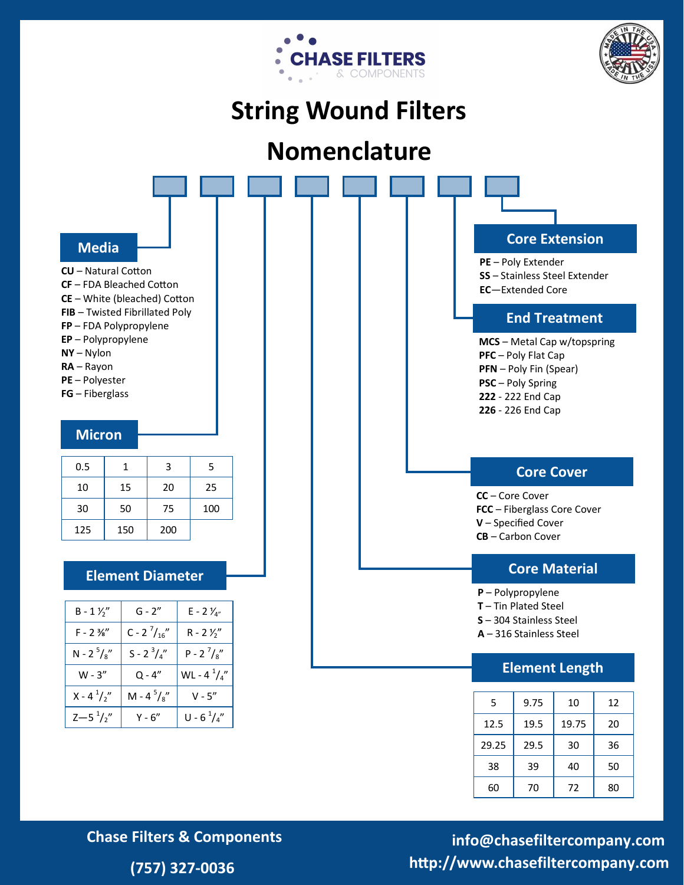# CHASE FILTERS
& COMPONENTS

# String Wound Filters

# Nomenclature

## Media

**CU** – Natural Cotton
**CF** – FDA Bleached Cotton
**CE** – White (bleached) Cotton
**FIB** – Twisted Fibrillated Poly
**FP** – FDA Polypropylene
**EP** – Polypropylene
**NY** – Nylon
**RA** – Rayon
**PE** – Polyester
**FG** – Fiberglass

## Micron

| | | | |
|---|---|---|---|
| 0.5 | 1 | 3 | 5 |
| 10 | 15 | 20 | 25 |
| 30 | 50 | 75 | 100 |
| 125 | 150 | 200 | |

## Element Diameter

| | | |
|---|---|---|
| B - 1 ½" | G - 2" | E - 2 ¼" |
| F - 2 ⅜" | C - 2 7/16" | R - 2 ½" |
| N - 2 5/8" | S - 2 3/4" | P - 2 7/8" |
| W - 3" | Q - 4" | WL - 4 1/4" |
| X - 4 1/2" | M - 4 5/8" | V - 5" |
| Z—5 1/2" | Y - 6" | U - 6 1/4" |

## Core Extension

**PE** – Poly Extender
**SS** – Stainless Steel Extender
**EC**—Extended Core

## End Treatment

**MCS** – Metal Cap w/topspring
**PFC** – Poly Flat Cap
**PFN** – Poly Fin (Spear)
**PSC** – Poly Spring
**222** - 222 End Cap
**226** - 226 End Cap

## Core Cover

**CC** – Core Cover
**FCC** – Fiberglass Core Cover
**V** – Specified Cover
**CB** – Carbon Cover

## Core Material

**P** – Polypropylene
**T** – Tin Plated Steel
**S** – 304 Stainless Steel
**A** – 316 Stainless Steel

## Element Length

| | | | |
|---|---|---|---|
| 5 | 9.75 | 10 | 12 |
| 12.5 | 19.5 | 19.75 | 20 |
| 29.25 | 29.5 | 30 | 36 |
| 38 | 39 | 40 | 50 |
| 60 | 70 | 72 | 80 |

**Chase Filters & Components**

**(757) 327-0036**

**info@chasefiltercompany.com**

**http://www.chasefiltercompany.com**